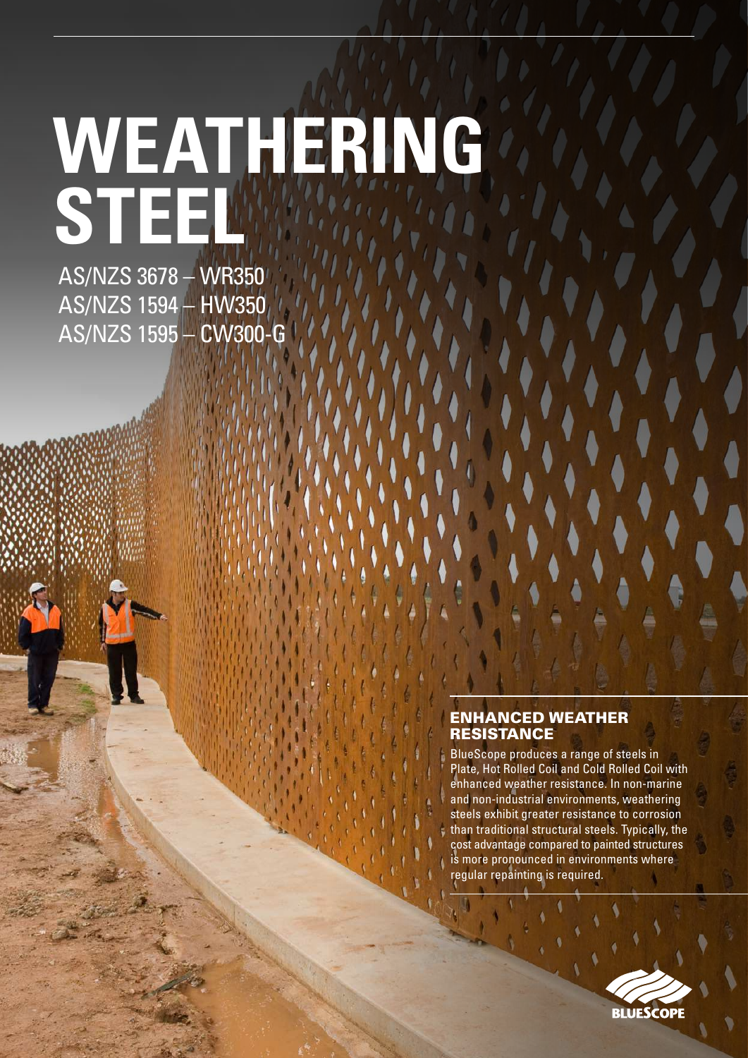# WEATHERING STEEL

AS/NZS 3678 – WR350
AS/NZS 1594 – HW350
AS/NZS 1595 – CW300-G

## ENHANCED WEATHER RESISTANCE

BlueScope produces a range of steels in Plate, Hot Rolled Coil and Cold Rolled Coil with enhanced weather resistance. In non-marine and non-industrial environments, weathering steels exhibit greater resistance to corrosion than traditional structural steels. Typically, the cost advantage compared to painted structures is more pronounced in environments where regular repainting is required.

BLUESCOPE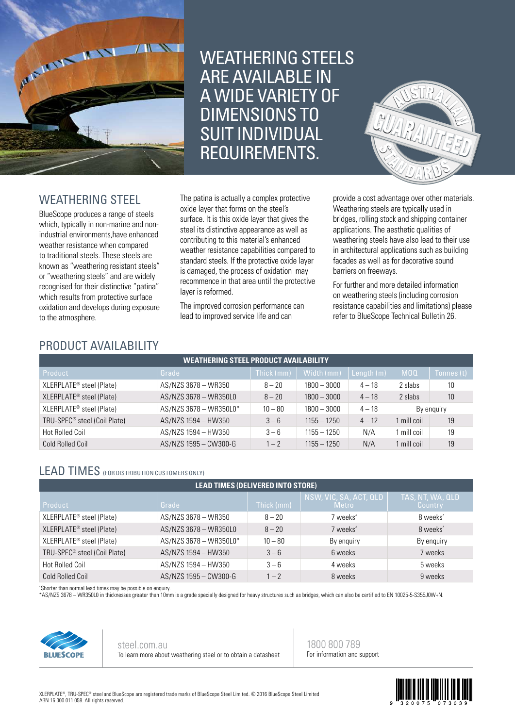# WEATHERING STEELS ARE AVAILABLE IN A WIDE VARIETY OF DIMENSIONS TO SUIT INDIVIDUAL REQUIREMENTS.

AUSTRALIAN GUARANTEED STANDARDS

## WEATHERING STEEL

BlueScope produces a range of steels which, typically in non-marine and non-industrial environments,have enhanced weather resistance when compared to traditional steels. These steels are known as "weathering resistant steels" or "weathering steels" and are widely recognised for their distinctive "patina" which results from protective surface oxidation and develops during exposure to the atmosphere.

The patina is actually a complex protective oxide layer that forms on the steel's surface. It is this oxide layer that gives the steel its distinctive appearance as well as contributing to this material's enhanced weather resistance capabilities compared to standard steels. If the protective oxide layer is damaged, the process of oxidation may recommence in that area until the protective layer is reformed.

The improved corrosion performance can lead to improved service life and can provide a cost advantage over other materials. Weathering steels are typically used in bridges, rolling stock and shipping container applications. The aesthetic qualities of weathering steels have also lead to their use in architectural applications such as building facades as well as for decorative sound barriers on freeways.

For further and more detailed information on weathering steels (including corrosion resistance capabilities and limitations) please refer to BlueScope Technical Bulletin 26.

## PRODUCT AVAILABILITY

**WEATHERING STEEL PRODUCT AVAILABILITY**

| Product | Grade | Thick (mm) | Width (mm) | Length (m) | MOQ | Tonnes (t) |
|---|---|---|---|---|---|---|
| XLERPLATE® steel (Plate) | AS/NZS 3678 – WR350 | 8 – 20 | 1800 – 3000 | 4 – 18 | 2 slabs | 10 |
| XLERPLATE® steel (Plate) | AS/NZS 3678 – WR350L0 | 8 – 20 | 1800 – 3000 | 4 – 18 | 2 slabs | 10 |
| XLERPLATE® steel (Plate) | AS/NZS 3678 – WR350L0* | 10 – 80 | 1800 – 3000 | 4 – 18 | By enquiry | |
| TRU-SPEC® steel (Coil Plate) | AS/NZS 1594 – HW350 | 3 – 6 | 1155 – 1250 | 4 – 12 | 1 mill coil | 19 |
| Hot Rolled Coil | AS/NZS 1594 – HW350 | 3 – 6 | 1155 – 1250 | N/A | 1 mill coil | 19 |
| Cold Rolled Coil | AS/NZS 1595 – CW300-G | 1 – 2 | 1155 – 1250 | N/A | 1 mill coil | 19 |

## LEAD TIMES (FOR DISTRIBUTION CUSTOMERS ONLY)

**LEAD TIMES (DELIVERED INTO STORE)**

| Product | Grade | Thick (mm) | NSW, VIC, SA, ACT, QLD Metro | TAS, NT, WA, QLD Country |
|---|---|---|---|---|
| XLERPLATE® steel (Plate) | AS/NZS 3678 – WR350 | 8 – 20 | 7 weeks^ | 8 weeks^ |
| XLERPLATE® steel (Plate) | AS/NZS 3678 – WR350L0 | 8 – 20 | 7 weeks^ | 8 weeks^ |
| XLERPLATE® steel (Plate) | AS/NZS 3678 – WR350L0* | 10 – 80 | By enquiry | By enquiry |
| TRU-SPEC® steel (Coil Plate) | AS/NZS 1594 – HW350 | 3 – 6 | 6 weeks | 7 weeks |
| Hot Rolled Coil | AS/NZS 1594 – HW350 | 3 – 6 | 4 weeks | 5 weeks |
| Cold Rolled Coil | AS/NZS 1595 – CW300-G | 1 – 2 | 8 weeks | 9 weeks |

^Shorter than normal lead times may be possible on enquiry.

*AS/NZS 3678 – WR350L0 in thicknesses greater than 10mm is a grade specially designed for heavy structures such as bridges, which can also be certified to EN 10025-5-S355J0W+N.

BLUESCOPE

steel.com.au
To learn more about weathering steel or to obtain a datasheet

1800 800 789
For information and support

XLERPLATE®, TRU-SPEC® steel and BlueScope are registered trade marks of BlueScope Steel Limited. © 2016 BlueScope Steel Limited
ABN 16 000 011 058. All rights reserved.

9 320075 073039